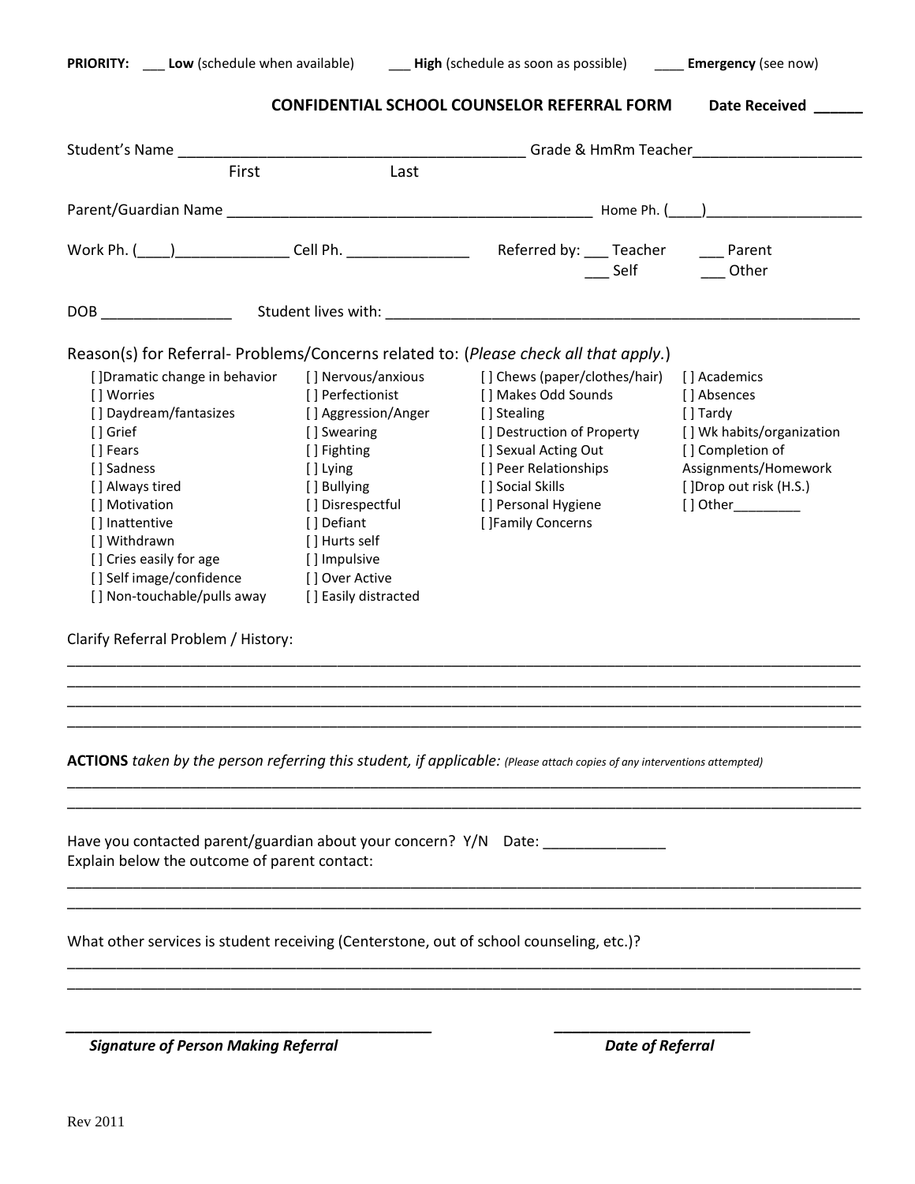**PRIORITY:** ___ **Low** (schedule when available) ___ **High** (schedule as soon as possible) ____ **Emergency** (see now)

**CONFIDENTIAL SCHOOL COUNSELOR REFERRAL FORM** **Date Received ______**

Student's Name __________________________________________ Grade & HmRm Teacher____________________
First Last

Parent/Guardian Name _____________________________________________ Home Ph. (____)___________________

Work Ph. (____)_____________ Cell Ph. _______________ Referred by: ___ Teacher ___ Parent ___ Self ___ Other

DOB ________________ Student lives with: __________________________________________________________

Reason(s) for Referral- Problems/Concerns related to: (*Please check all that apply.*)

| | | | |
|---|---|---|---|
| [ ]Dramatic change in behavior | [ ] Nervous/anxious | [ ] Chews (paper/clothes/hair) | [ ] Academics |
| [ ] Worries | [ ] Perfectionist | [ ] Makes Odd Sounds | [ ] Absences |
| [ ] Daydream/fantasizes | [ ] Aggression/Anger | [ ] Stealing | [ ] Tardy |
| [ ] Grief | [ ] Swearing | [ ] Destruction of Property | [ ] Wk habits/organization |
| [ ] Fears | [ ] Fighting | [ ] Sexual Acting Out | [ ] Completion of Assignments/Homework |
| [ ] Sadness | [ ] Lying | [ ] Peer Relationships | [ ]Drop out risk (H.S.) |
| [ ] Always tired | [ ] Bullying | [ ] Social Skills | [ ] Other_________ |
| [ ] Motivation | [ ] Disrespectful | [ ] Personal Hygiene | |
| [ ] Inattentive | [ ] Defiant | [ ]Family Concerns | |
| [ ] Withdrawn | [ ] Hurts self | | |
| [ ] Cries easily for age | [ ] Impulsive | | |
| [ ] Self image/confidence | [ ] Over Active | | |
| [ ] Non-touchable/pulls away | [ ] Easily distracted | | |

Clarify Referral Problem / History:

____________________________________________________________________________________________
____________________________________________________________________________________________
____________________________________________________________________________________________
____________________________________________________________________________________________

**ACTIONS** *taken by the person referring this student, if applicable:* *(Please attach copies of any interventions attempted)*

____________________________________________________________________________________________
____________________________________________________________________________________________

Have you contacted parent/guardian about your concern? Y/N Date: _______________
Explain below the outcome of parent contact:

____________________________________________________________________________________________
____________________________________________________________________________________________

What other services is student receiving (Centerstone, out of school counseling, etc.)?

____________________________________________________________________________________________
____________________________________________________________________________________________

_____________________________________________ _______________________
***Signature of Person Making Referral*** ***Date of Referral***

Rev 2011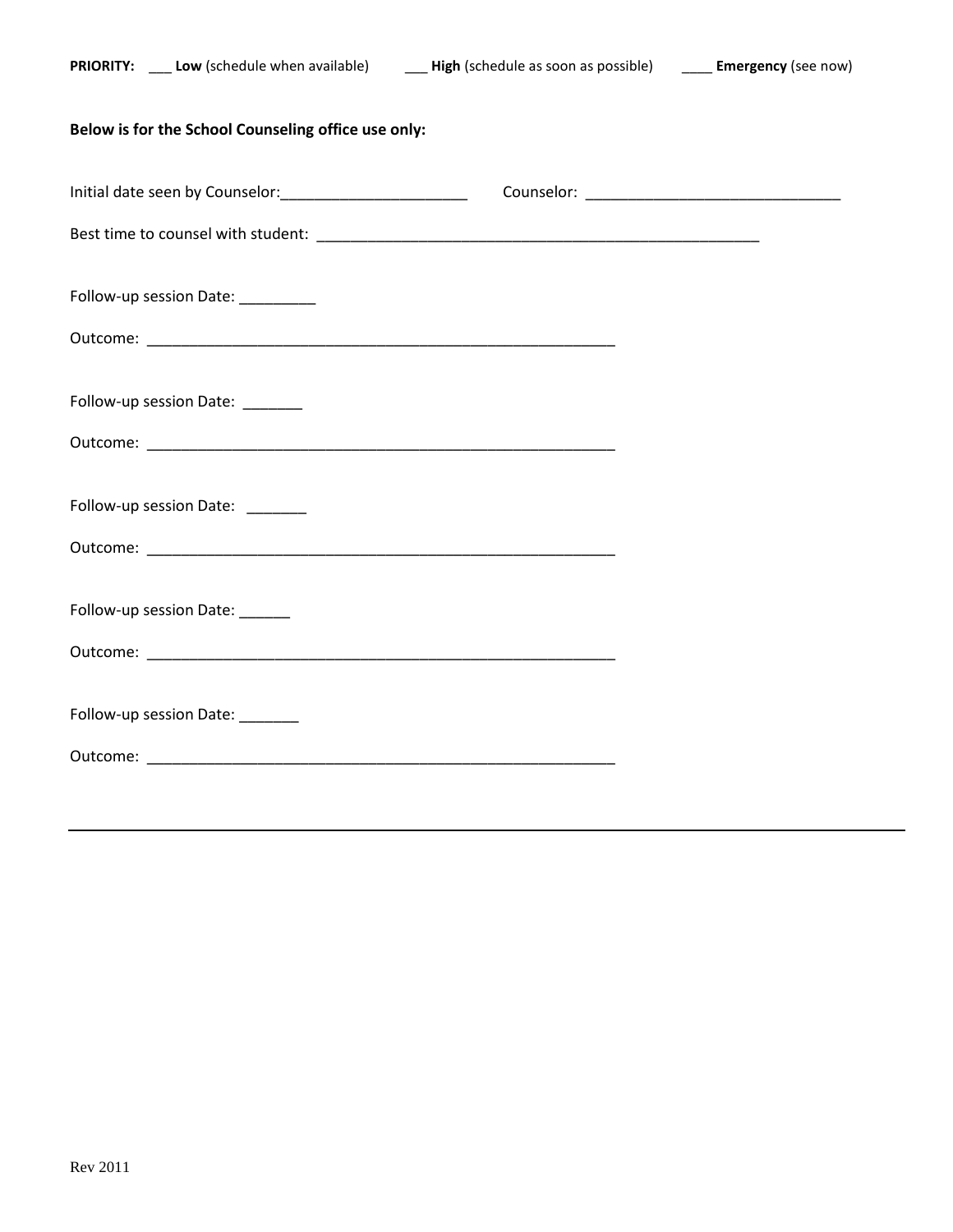**PRIORITY:** ___ **Low** (schedule when available) ___ **High** (schedule as soon as possible) ____ **Emergency** (see now)

**Below is for the School Counseling office use only:**

Initial date seen by Counselor:______________________ Counselor: ______________________________

Best time to counsel with student: ______________________________________________________

Follow-up session Date: _________

Outcome: _________________________________________________________

Follow-up session Date: _______

Outcome: _________________________________________________________

Follow-up session Date: _______

Outcome: _________________________________________________________

Follow-up session Date: ______

Outcome: _________________________________________________________

Follow-up session Date: _______

Outcome: _________________________________________________________

---

Rev 2011